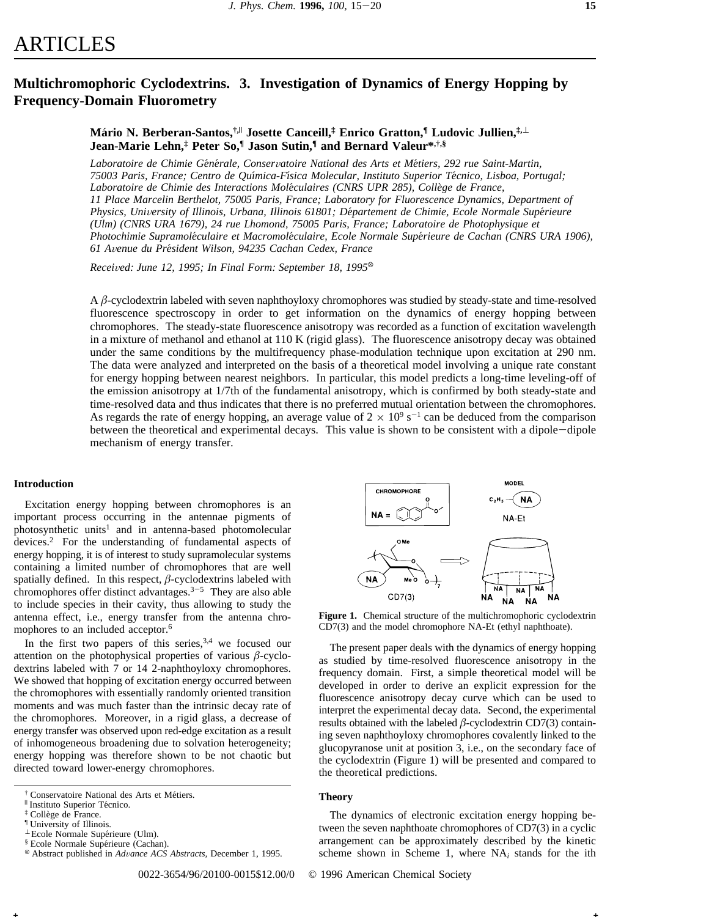# ARTICLES

## Multichromophoric Cyclodextrins. 3. Investigation of Dynamics of Energy Hopping by Frequency-Domain Fluorometry

**Mário N. Berberan-Santos,[†,∥] Josette Canceill,[‡] Enrico Gratton,[¶] Ludovic Jullien,[‡,⊥] Jean-Marie Lehn,[‡] Peter So,[¶] Jason Sutin,[¶] and Bernard Valeur*,[†,§]**

*Laboratoire de Chimie Générale, Conservatoire National des Arts et Métiers, 292 rue Saint-Martin, 75003 Paris, France; Centro de Química-Física Molecular, Instituto Superior Técnico, Lisboa, Portugal; Laboratoire de Chimie des Interactions Moléculaires (CNRS UPR 285), Collège de France, 11 Place Marcelin Berthelot, 75005 Paris, France; Laboratory for Fluorescence Dynamics, Department of Physics, University of Illinois, Urbana, Illinois 61801; Département de Chimie, Ecole Normale Supérieure (Ulm) (CNRS URA 1679), 24 rue Lhomond, 75005 Paris, France; Laboratoire de Photophysique et Photochimie Supramoléculaire et Macromoléculaire, Ecole Normale Supérieure de Cachan (CNRS URA 1906), 61 Avenue du Président Wilson, 94235 Cachan Cedex, France*

*Received: June 12, 1995; In Final Form: September 18, 1995*[⊗]

A $\beta$-cyclodextrin labeled with seven naphthoyloxy chromophores was studied by steady-state and time-resolved fluorescence spectroscopy in order to get information on the dynamics of energy hopping between chromophores. The steady-state fluorescence anisotropy was recorded as a function of excitation wavelength in a mixture of methanol and ethanol at 110 K (rigid glass). The fluorescence anisotropy decay was obtained under the same conditions by the multifrequency phase-modulation technique upon excitation at 290 nm. The data were analyzed and interpreted on the basis of a theoretical model involving a unique rate constant for energy hopping between nearest neighbors. In particular, this model predicts a long-time leveling-off of the emission anisotropy at 1/7th of the fundamental anisotropy, which is confirmed by both steady-state and time-resolved data and thus indicates that there is no preferred mutual orientation between the chromophores. As regards the rate of energy hopping, an average value of $2 \times 10^9$ s$^{-1}$ can be deduced from the comparison between the theoretical and experimental decays. This value is shown to be consistent with a dipole–dipole mechanism of energy transfer.

### Introduction

Excitation energy hopping between chromophores is an important process occurring in the antennae pigments of photosynthetic units[1] and in antenna-based photomolecular devices.[2] For the understanding of fundamental aspects of energy hopping, it is of interest to study supramolecular systems containing a limited number of chromophores that are well spatially defined. In this respect, $\beta$-cyclodextrins labeled with chromophores offer distinct advantages.[3–5] They are also able to include species in their cavity, thus allowing to study the antenna effect, i.e., energy transfer from the antenna chromophores to an included acceptor.[6]

In the first two papers of this series,[3,4] we focused our attention on the photophysical properties of various $\beta$-cyclodextrins labeled with 7 or 14 2-naphthoyloxy chromophores. We showed that hopping of excitation energy occurred between the chromophores with essentially randomly oriented transition moments and was much faster than the intrinsic decay rate of the chromophores. Moreover, in a rigid glass, a decrease of energy transfer was observed upon red-edge excitation as a result of inhomogeneous broadening due to solvation heterogeneity; energy hopping was therefore shown to be not chaotic but directed toward lower-energy chromophores.

**Figure 1.** Chemical structure of the multichromophoric cyclodextrin CD7(3) and the model chromophore NA-Et (ethyl naphthoate).

The present paper deals with the dynamics of energy hopping as studied by time-resolved fluorescence anisotropy in the frequency domain. First, a simple theoretical model will be developed in order to derive an explicit expression for the fluorescence anisotropy decay curve which can be used to interpret the experimental decay data. Second, the experimental results obtained with the labeled $\beta$-cyclodextrin CD7(3) containing seven naphthoyloxy chromophores covalently linked to the glucopyranose unit at position 3, i.e., on the secondary face of the cyclodextrin (Figure 1) will be presented and compared to the theoretical predictions.

### Theory

The dynamics of electronic excitation energy hopping between the seven naphthoate chromophores of CD7(3) in a cyclic arrangement can be approximately described by the kinetic scheme shown in Scheme 1, where NA$_i$ stands for the ith

---

[†] Conservatoire National des Arts et Métiers.
[∥] Instituto Superior Técnico.
[‡] Collège de France.
[¶] University of Illinois.
[⊥] Ecole Normale Supérieure (Ulm).
[§] Ecole Normale Supérieure (Cachan).
[⊗] Abstract published in *Advance ACS Abstracts,* December 1, 1995.

0022-3654/96/20100-0015$12.00/0 © 1996 American Chemical Society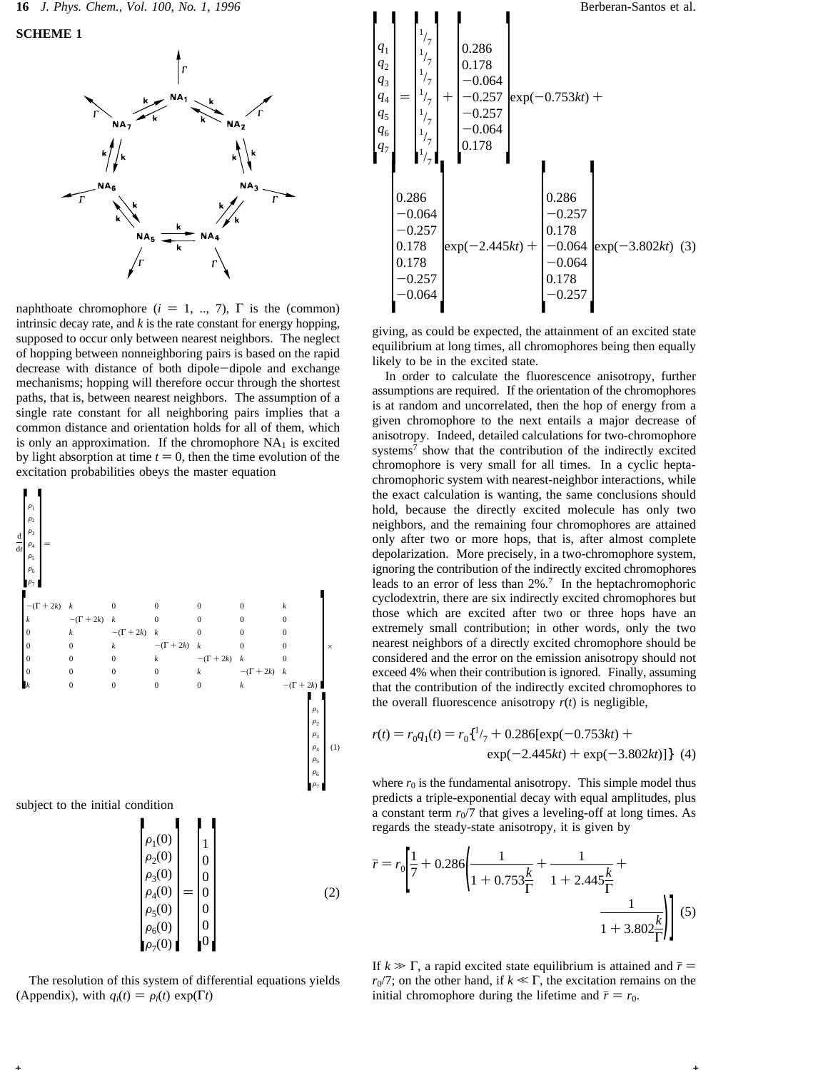**SCHEME 1**

naphthoate chromophore ($i = 1, .., 7$), $\Gamma$ is the (common) intrinsic decay rate, and $k$ is the rate constant for energy hopping, supposed to occur only between nearest neighbors. The neglect of hopping between nonneighboring pairs is based on the rapid decrease with distance of both dipole−dipole and exchange mechanisms; hopping will therefore occur through the shortest paths, that is, between nearest neighbors. The assumption of a single rate constant for all neighboring pairs implies that a common distance and orientation holds for all of them, which is only an approximation. If the chromophore $NA_1$ is excited by light absorption at time $t = 0$, then the time evolution of the excitation probabilities obeys the master equation

$$\frac{d}{dt}\begin{bmatrix}\rho_1\\\rho_2\\\rho_3\\\rho_4\\\rho_5\\\rho_6\\\rho_7\end{bmatrix} = \begin{bmatrix} -(\Gamma+2k) & k & 0 & 0 & 0 & 0 & k\\ k & -(\Gamma+2k) & k & 0 & 0 & 0 & 0\\ 0 & k & -(\Gamma+2k) & k & 0 & 0 & 0\\ 0 & 0 & k & -(\Gamma+2k) & k & 0 & 0\\ 0 & 0 & 0 & k & -(\Gamma+2k) & k & 0\\ 0 & 0 & 0 & 0 & k & -(\Gamma+2k) & k\\ k & 0 & 0 & 0 & 0 & k & -(\Gamma+2k)\end{bmatrix} \times \begin{bmatrix}\rho_1\\\rho_2\\\rho_3\\\rho_4\\\rho_5\\\rho_6\\\rho_7\end{bmatrix} \quad (1)$$

subject to the initial condition

$$\begin{bmatrix}\rho_1(0)\\\rho_2(0)\\\rho_3(0)\\\rho_4(0)\\\rho_5(0)\\\rho_6(0)\\\rho_7(0)\end{bmatrix} = \begin{bmatrix}1\\0\\0\\0\\0\\0\\0\end{bmatrix} \quad (2)$$

The resolution of this system of differential equations yields (Appendix), with $q_i(t) = \rho_i(t)\exp(\Gamma t)$

$$\begin{bmatrix}q_1\\q_2\\q_3\\q_4\\q_5\\q_6\\q_7\end{bmatrix} = \begin{bmatrix}1/7\\1/7\\1/7\\1/7\\1/7\\1/7\\1/7\end{bmatrix} + \begin{bmatrix}0.286\\0.178\\-0.064\\-0.257\\-0.257\\-0.064\\0.178\end{bmatrix}\exp(-0.753kt) + \begin{bmatrix}0.286\\-0.064\\-0.257\\0.178\\0.178\\-0.257\\-0.064\end{bmatrix}\exp(-2.445kt) + \begin{bmatrix}0.286\\-0.257\\0.178\\-0.064\\-0.064\\0.178\\-0.257\end{bmatrix}\exp(-3.802kt) \quad (3)$$

giving, as could be expected, the attainment of an excited state equilibrium at long times, all chromophores being then equally likely to be in the excited state.

In order to calculate the fluorescence anisotropy, further assumptions are required. If the orientation of the chromophores is at random and uncorrelated, then the hop of energy from a given chromophore to the next entails a major decrease of anisotropy. Indeed, detailed calculations for two-chromophore systems[7] show that the contribution of the indirectly excited chromophore is very small for all times. In a cyclic hepta-chromophoric system with nearest-neighbor interactions, while the exact calculation is wanting, the same conclusions should hold, because the directly excited molecule has only two neighbors, and the remaining four chromophores are attained only after two or more hops, that is, after almost complete depolarization. More precisely, in a two-chromophore system, ignoring the contribution of the indirectly excited chromophores leads to an error of less than 2%.[7] In the heptachromophoric cyclodextrin, there are six indirectly excited chromophores but those which are excited after two or three hops have an extremely small contribution; in other words, only the two nearest neighbors of a directly excited chromophore should be considered and the error on the emission anisotropy should not exceed 4% when their contribution is ignored. Finally, assuming that the contribution of the indirectly excited chromophores to the overall fluorescence anisotropy $r(t)$ is negligible,

$$r(t) = r_0 q_1(t) = r_0\{1/7 + 0.286[\exp(-0.753kt) + \exp(-2.445kt) + \exp(-3.802kt)]\} \quad (4)$$

where $r_0$ is the fundamental anisotropy. This simple model thus predicts a triple-exponential decay with equal amplitudes, plus a constant term $r_0/7$ that gives a leveling-off at long times. As regards the steady-state anisotropy, it is given by

$$\bar{r} = r_0\left[\frac{1}{7} + 0.286\left(\frac{1}{1 + 0.753\frac{k}{\Gamma}} + \frac{1}{1 + 2.445\frac{k}{\Gamma}} + \frac{1}{1 + 3.802\frac{k}{\Gamma}}\right)\right] \quad (5)$$

If $k \gg \Gamma$, a rapid excited state equilibrium is attained and $\bar{r} = r_0/7$; on the other hand, if $k \ll \Gamma$, the excitation remains on the initial chromophore during the lifetime and $\bar{r} = r_0$.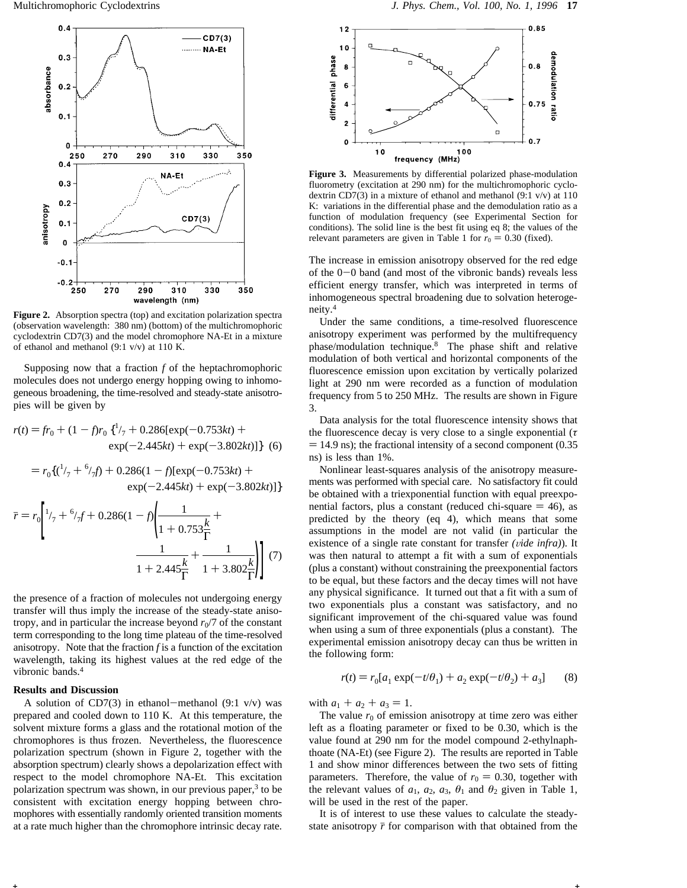**Figure 2.** Absorption spectra (top) and excitation polarization spectra (observation wavelength: 380 nm) (bottom) of the multichromophoric cyclodextrin CD7(3) and the model chromophore NA-Et in a mixture of ethanol and methanol (9:1 v/v) at 110 K.

Supposing now that a fraction $f$ of the heptachromophoric molecules does not undergo energy hopping owing to inhomogeneous broadening, the time-resolved and steady-state anisotropies will be given by

$$r(t) = fr_0 + (1 - f)r_0 \{^1/_7 + 0.286[\exp(-0.753kt) + \exp(-2.445kt) + \exp(-3.802kt)]\} \quad (6)$$

$$= r_0\{(^1/_7 + {}^6/_7 f) + 0.286(1 - f)[\exp(-0.753kt) + \exp(-2.445kt) + \exp(-3.802kt)]\}$$

$$\bar{r} = r_0\left[^1/_7 + {}^6/_7 f + 0.286(1 - f)\left(\frac{1}{1 + 0.753\frac{k}{\Gamma}} + \frac{1}{1 + 2.445\frac{k}{\Gamma}} + \frac{1}{1 + 3.802\frac{k}{\Gamma}}\right)\right] \quad (7)$$

the presence of a fraction of molecules not undergoing energy transfer will thus imply the increase of the steady-state anisotropy, and in particular the increase beyond $r_0/7$ of the constant term corresponding to the long time plateau of the time-resolved anisotropy. Note that the fraction $f$ is a function of the excitation wavelength, taking its highest values at the red edge of the vibronic bands.[4]

## Results and Discussion

A solution of CD7(3) in ethanol–methanol (9:1 v/v) was prepared and cooled down to 110 K. At this temperature, the solvent mixture forms a glass and the rotational motion of the chromophores is thus frozen. Nevertheless, the fluorescence polarization spectrum (shown in Figure 2, together with the absorption spectrum) clearly shows a depolarization effect with respect to the model chromophore NA-Et. This excitation polarization spectrum was shown, in our previous paper,[3] to be consistent with excitation energy hopping between chromophores with essentially randomly oriented transition moments at a rate much higher than the chromophore intrinsic decay rate.

**Figure 3.** Measurements by differential polarized phase-modulation fluorometry (excitation at 290 nm) for the multichromophoric cyclodextrin CD7(3) in a mixture of ethanol and methanol (9:1 v/v) at 110 K: variations in the differential phase and the demodulation ratio as a function of modulation frequency (see Experimental Section for conditions). The solid line is the best fit using eq 8; the values of the relevant parameters are given in Table 1 for $r_0 = 0.30$ (fixed).

The increase in emission anisotropy observed for the red edge of the 0–0 band (and most of the vibronic bands) reveals less efficient energy transfer, which was interpreted in terms of inhomogeneous spectral broadening due to solvation heterogeneity.[4]

Under the same conditions, a time-resolved fluorescence anisotropy experiment was performed by the multifrequency phase/modulation technique.[8] The phase shift and relative modulation of both vertical and horizontal components of the fluorescence emission upon excitation by vertically polarized light at 290 nm were recorded as a function of modulation frequency from 5 to 250 MHz. The results are shown in Figure 3.

Data analysis for the total fluorescence intensity shows that the fluorescence decay is very close to a single exponential ($\tau = 14.9$ ns); the fractional intensity of a second component (0.35 ns) is less than 1%.

Nonlinear least-squares analysis of the anisotropy measurements was performed with special care. No satisfactory fit could be obtained with a triexponential function with equal preexponential factors, plus a constant (reduced chi-square = 46), as predicted by the theory (eq 4), which means that some assumptions in the model are not valid (in particular the existence of a single rate constant for transfer (*vide infra*)). It was then natural to attempt a fit with a sum of exponentials (plus a constant) without constraining the preexponential factors to be equal, but these factors and the decay times will not have any physical significance. It turned out that a fit with a sum of two exponentials plus a constant was satisfactory, and no significant improvement of the chi-squared value was found when using a sum of three exponentials (plus a constant). The experimental emission anisotropy decay can thus be written in the following form:

$$r(t) = r_0[a_1 \exp(-t/\theta_1) + a_2 \exp(-t/\theta_2) + a_3] \quad (8)$$

with $a_1 + a_2 + a_3 = 1$.

The value $r_0$ of emission anisotropy at time zero was either left as a floating parameter or fixed to be 0.30, which is the value found at 290 nm for the model compound 2-ethylnaphthoate (NA-Et) (see Figure 2). The results are reported in Table 1 and show minor differences between the two sets of fitting parameters. Therefore, the value of $r_0 = 0.30$, together with the relevant values of $a_1$, $a_2$, $a_3$, $\theta_1$ and $\theta_2$ given in Table 1, will be used in the rest of the paper.

It is of interest to use these values to calculate the steady-state anisotropy $\bar{r}$ for comparison with that obtained from the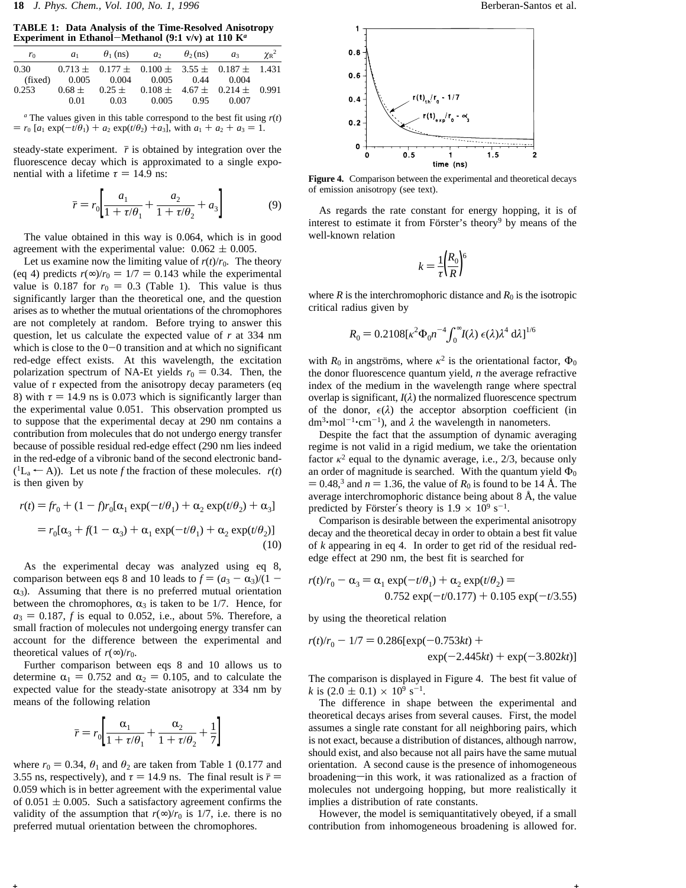**TABLE 1: Data Analysis of the Time-Resolved Anisotropy Experiment in Ethanol–Methanol (9:1 v/v) at 110 K[a]**

| $r_0$ | $a_1$ | $\theta_1$ (ns) | $a_2$ | $\theta_2$ (ns) | $a_3$ | $\chi_R^2$ |
|---|---|---|---|---|---|---|
| 0.30 (fixed) | 0.713 ± 0.005 | 0.177 ± 0.004 | 0.100 ± 0.005 | 3.55 ± 0.44 | 0.187 ± 0.004 | 1.431 |
| 0.253 | 0.68 ± 0.01 | 0.25 ± 0.03 | 0.108 ± 0.005 | 4.67 ± 0.95 | 0.214 ± 0.007 | 0.991 |

[a] The values given in this table correspond to the best fit using $r(t) = r_0\,[a_1 \exp(-t/\theta_1) + a_2 \exp(t/\theta_2) + a_3]$, with $a_1 + a_2 + a_3 = 1$.

steady-state experiment. $\bar{r}$ is obtained by integration over the fluorescence decay which is approximated to a single exponential with a lifetime $\tau = 14.9$ ns:

$$\bar{r} = r_0\left[\frac{a_1}{1 + \tau/\theta_1} + \frac{a_2}{1 + \tau/\theta_2} + a_3\right] \tag{9}$$

The value obtained in this way is 0.064, which is in good agreement with the experimental value: $0.062 \pm 0.005$.

Let us examine now the limiting value of $r(t)/r_0$. The theory (eq 4) predicts $r(\infty)/r_0 = 1/7 = 0.143$ while the experimental value is 0.187 for $r_0 = 0.3$ (Table 1). This value is thus significantly larger than the theoretical one, and the question arises as to whether the mutual orientations of the chromophores are not completely at random. Before trying to answer this question, let us calculate the expected value of $r$ at 334 nm which is close to the 0–0 transition and at which no significant red-edge effect exists. At this wavelength, the excitation polarization spectrum of NA-Et yields $r_0 = 0.34$. Then, the value of r expected from the anisotropy decay parameters (eq 8) with $\tau = 14.9$ ns is 0.073 which is significantly larger than the experimental value 0.051. This observation prompted us to suppose that the experimental decay at 290 nm contains a contribution from molecules that do not undergo energy transfer because of possible residual red-edge effect (290 nm lies indeed in the red-edge of a vibronic band of the second electronic band-($^1L_a \leftarrow A$)). Let us note $f$ the fraction of these molecules. $r(t)$ is then given by

$$\begin{aligned} r(t) &= fr_0 + (1 - f)r_0[\alpha_1 \exp(-t/\theta_1) + \alpha_2 \exp(t/\theta_2) + \alpha_3] \\ &= r_0[\alpha_3 + f(1 - \alpha_3) + \alpha_1 \exp(-t/\theta_1) + \alpha_2 \exp(t/\theta_2)] \end{aligned} \tag{10}$$

As the experimental decay was analyzed using eq 8, comparison between eqs 8 and 10 leads to $f = (a_3 - \alpha_3)/(1 - \alpha_3)$. Assuming that there is no preferred mutual orientation between the chromophores, $\alpha_3$ is taken to be 1/7. Hence, for $a_3 = 0.187$, $f$ is equal to 0.052, i.e., about 5%. Therefore, a small fraction of molecules not undergoing energy transfer can account for the difference between the experimental and theoretical values of $r(\infty)/r_0$.

Further comparison between eqs 8 and 10 allows us to determine $\alpha_1 = 0.752$ and $\alpha_2 = 0.105$, and to calculate the expected value for the steady-state anisotropy at 334 nm by means of the following relation

$$\bar{r} = r_0\left[\frac{\alpha_1}{1 + \tau/\theta_1} + \frac{\alpha_2}{1 + \tau/\theta_2} + \frac{1}{7}\right]$$

where $r_0 = 0.34$, $\theta_1$ and $\theta_2$ are taken from Table 1 (0.177 and 3.55 ns, respectively), and $\tau = 14.9$ ns. The final result is $\bar{r} = 0.059$ which is in better agreement with the experimental value of $0.051 \pm 0.005$. Such a satisfactory agreement confirms the validity of the assumption that $r(\infty)/r_0$ is 1/7, i.e. there is no preferred mutual orientation between the chromophores.

**Figure 4.** Comparison between the experimental and theoretical decays of emission anisotropy (see text).

As regards the rate constant for energy hopping, it is of interest to estimate it from Förster's theory[9] by means of the well-known relation

$$k = \frac{1}{\tau}\left(\frac{R_0}{R}\right)^6$$

where $R$ is the interchromophoric distance and $R_0$ is the isotropic critical radius given by

$$R_0 = 0.2108[\kappa^2 \Phi_0 n^{-4} \int_0^\infty I(\lambda)\, \epsilon(\lambda) \lambda^4 \, d\lambda]^{1/6}$$

with $R_0$ in angströms, where $\kappa^2$ is the orientational factor, $\Phi_0$ the donor fluorescence quantum yield, $n$ the average refractive index of the medium in the wavelength range where spectral overlap is significant, $I(\lambda)$ the normalized fluorescence spectrum of the donor, $\epsilon(\lambda)$ the acceptor absorption coefficient (in $dm^3 \cdot mol^{-1} \cdot cm^{-1}$), and $\lambda$ the wavelength in nanometers.

Despite the fact that the assumption of dynamic averaging regime is not valid in a rigid medium, we take the orientation factor $\kappa^2$ equal to the dynamic average, i.e., 2/3, because only an order of magnitude is searched. With the quantum yield $\Phi_0 = 0.48$,[3] and $n = 1.36$, the value of $R_0$ is found to be 14 Å. The average interchromophoric distance being about 8 Å, the value predicted by Förster's theory is $1.9 \times 10^9$ s$^{-1}$.

Comparison is desirable between the experimental anisotropy decay and the theoretical decay in order to obtain a best fit value of $k$ appearing in eq 4. In order to get rid of the residual red-edge effect at 290 nm, the best fit is searched for

$$r(t)/r_0 - \alpha_3 = \alpha_1 \exp(-t/\theta_1) + \alpha_2 \exp(t/\theta_2) = 0.752 \exp(-t/0.177) + 0.105 \exp(-t/3.55)$$

by using the theoretical relation

$$r(t)/r_0 - 1/7 = 0.286[\exp(-0.753kt) + \exp(-2.445kt) + \exp(-3.802kt)]$$

The comparison is displayed in Figure 4. The best fit value of $k$ is $(2.0 \pm 0.1) \times 10^9$ s$^{-1}$.

The difference in shape between the experimental and theoretical decays arises from several causes. First, the model assumes a single rate constant for all neighboring pairs, which is not exact, because a distribution of distances, although narrow, should exist, and also because not all pairs have the same mutual orientation. A second cause is the presence of inhomogeneous broadening—in this work, it was rationalized as a fraction of molecules not undergoing hopping, but more realistically it implies a distribution of rate constants.

However, the model is semiquantitatively obeyed, if a small contribution from inhomogeneous broadening is allowed for.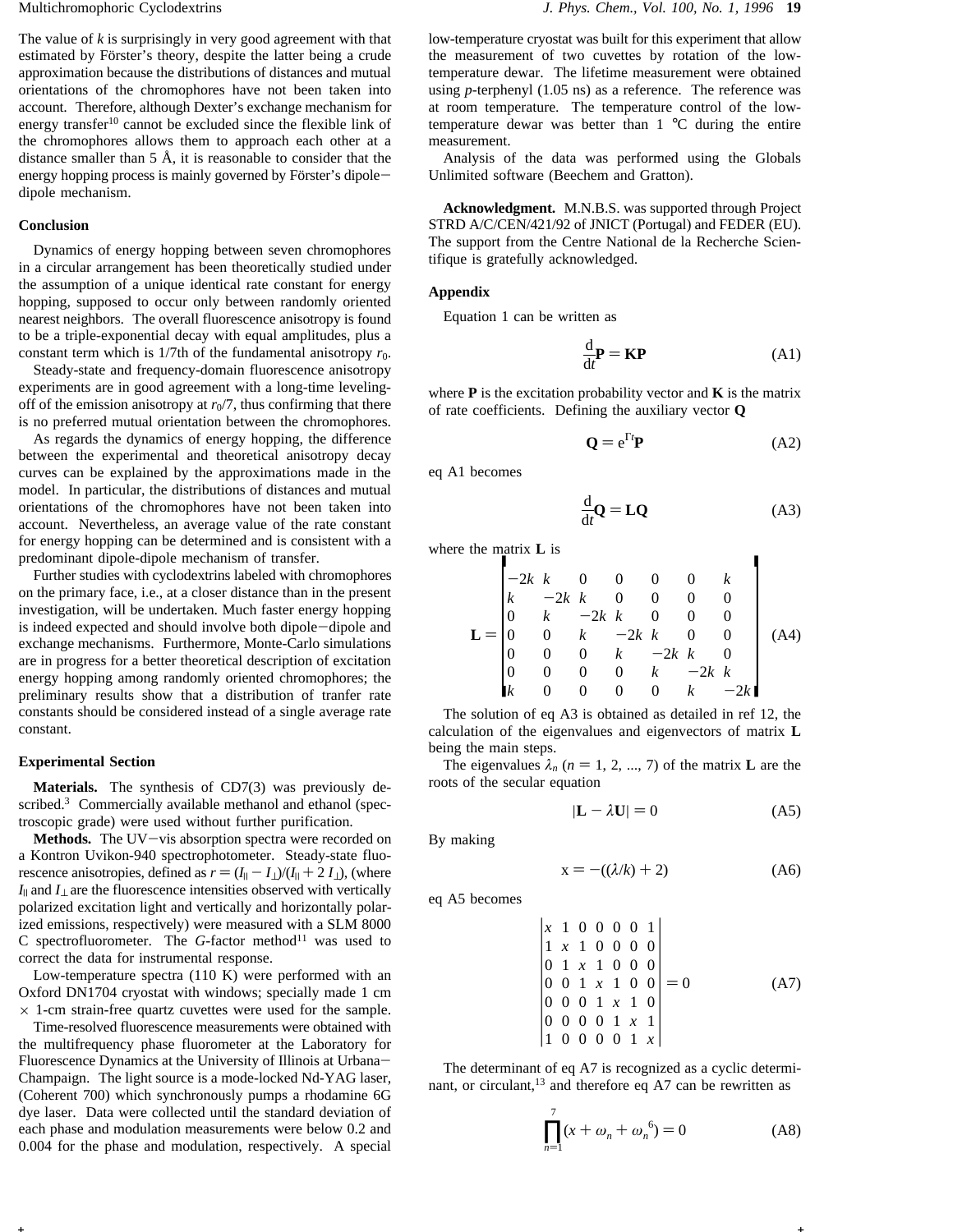The value of $k$ is surprisingly in very good agreement with that estimated by Förster's theory, despite the latter being a crude approximation because the distributions of distances and mutual orientations of the chromophores have not been taken into account. Therefore, although Dexter's exchange mechanism for energy transfer[10] cannot be excluded since the flexible link of the chromophores allows them to approach each other at a distance smaller than 5 Å, it is reasonable to consider that the energy hopping process is mainly governed by Förster's dipole−dipole mechanism.

## Conclusion

Dynamics of energy hopping between seven chromophores in a circular arrangement has been theoretically studied under the assumption of a unique identical rate constant for energy hopping, supposed to occur only between randomly oriented nearest neighbors. The overall fluorescence anisotropy is found to be a triple-exponential decay with equal amplitudes, plus a constant term which is 1/7th of the fundamental anisotropy $r_0$.

Steady-state and frequency-domain fluorescence anisotropy experiments are in good agreement with a long-time leveling-off of the emission anisotropy at $r_0/7$, thus confirming that there is no preferred mutual orientation between the chromophores.

As regards the dynamics of energy hopping, the difference between the experimental and theoretical anisotropy decay curves can be explained by the approximations made in the model. In particular, the distributions of distances and mutual orientations of the chromophores have not been taken into account. Nevertheless, an average value of the rate constant for energy hopping can be determined and is consistent with a predominant dipole-dipole mechanism of transfer.

Further studies with cyclodextrins labeled with chromophores on the primary face, i.e., at a closer distance than in the present investigation, will be undertaken. Much faster energy hopping is indeed expected and should involve both dipole−dipole and exchange mechanisms. Furthermore, Monte-Carlo simulations are in progress for a better theoretical description of excitation energy hopping among randomly oriented chromophores; the preliminary results show that a distribution of tranfer rate constants should be considered instead of a single average rate constant.

## Experimental Section

**Materials.** The synthesis of CD7(3) was previously described.[3] Commercially available methanol and ethanol (spectroscopic grade) were used without further purification.

**Methods.** The UV−vis absorption spectra were recorded on a Kontron Uvikon-940 spectrophotometer. Steady-state fluorescence anisotropies, defined as $r = (I_{\parallel} - I_{\perp})/(I_{\parallel} + 2I_{\perp})$, (where $I_{\parallel}$ and $I_{\perp}$ are the fluorescence intensities observed with vertically polarized excitation light and vertically and horizontally polarized emissions, respectively) were measured with a SLM 8000 C spectrofluorometer. The *G*-factor method[11] was used to correct the data for instrumental response.

Low-temperature spectra (110 K) were performed with an Oxford DN1704 cryostat with windows; specially made 1 cm × 1-cm strain-free quartz cuvettes were used for the sample.

Time-resolved fluorescence measurements were obtained with the multifrequency phase fluorometer at the Laboratory for Fluorescence Dynamics at the University of Illinois at Urbana−Champaign. The light source is a mode-locked Nd-YAG laser, (Coherent 700) which synchronously pumps a rhodamine 6G dye laser. Data were collected until the standard deviation of each phase and modulation measurements were below 0.2 and 0.004 for the phase and modulation, respectively. A special low-temperature cryostat was built for this experiment that allow the measurement of two cuvettes by rotation of the low-temperature dewar. The lifetime measurement were obtained using *p*-terphenyl (1.05 ns) as a reference. The reference was at room temperature. The temperature control of the low-temperature dewar was better than 1 °C during the entire measurement.

Analysis of the data was performed using the Globals Unlimited software (Beechem and Gratton).

**Acknowledgment.** M.N.B.S. was supported through Project STRD A/C/CEN/421/92 of JNICT (Portugal) and FEDER (EU). The support from the Centre National de la Recherche Scientifique is gratefully acknowledged.

## Appendix

Equation 1 can be written as

$$\frac{\mathrm{d}}{\mathrm{d}t}\mathbf{P} = \mathbf{KP} \tag{A1}$$

where **P** is the excitation probability vector and **K** is the matrix of rate coefficients. Defining the auxiliary vector **Q**

$$\mathbf{Q} = e^{\Gamma t}\mathbf{P} \tag{A2}$$

eq A1 becomes

$$\frac{\mathrm{d}}{\mathrm{d}t}\mathbf{Q} = \mathbf{LQ} \tag{A3}$$

where the matrix **L** is

$$\mathbf{L} = \begin{bmatrix} -2k & k & 0 & 0 & 0 & 0 & k \\ k & -2k & k & 0 & 0 & 0 & 0 \\ 0 & k & -2k & k & 0 & 0 & 0 \\ 0 & 0 & k & -2k & k & 0 & 0 \\ 0 & 0 & 0 & k & -2k & k & 0 \\ 0 & 0 & 0 & 0 & k & -2k & k \\ k & 0 & 0 & 0 & 0 & k & -2k \end{bmatrix} \tag{A4}$$

The solution of eq A3 is obtained as detailed in ref 12, the calculation of the eigenvalues and eigenvectors of matrix **L** being the main steps.

The eigenvalues $\lambda_n$ ($n = 1, 2, ..., 7$) of the matrix **L** are the roots of the secular equation

$$|\mathbf{L} - \lambda\mathbf{U}| = 0 \tag{A5}$$

By making

$$x = -((\lambda/k) + 2) \tag{A6}$$

eq A5 becomes

$$\begin{vmatrix} x & 1 & 0 & 0 & 0 & 0 & 1 \\ 1 & x & 1 & 0 & 0 & 0 & 0 \\ 0 & 1 & x & 1 & 0 & 0 & 0 \\ 0 & 0 & 1 & x & 1 & 0 & 0 \\ 0 & 0 & 0 & 1 & x & 1 & 0 \\ 0 & 0 & 0 & 0 & 1 & x & 1 \\ 1 & 0 & 0 & 0 & 0 & 1 & x \end{vmatrix} = 0 \tag{A7}$$

The determinant of eq A7 is recognized as a cyclic determinant, or circulant,[13] and therefore eq A7 can be rewritten as

$$\prod_{n=1}^{7}(x + \omega_n + \omega_n^{\,6}) = 0 \tag{A8}$$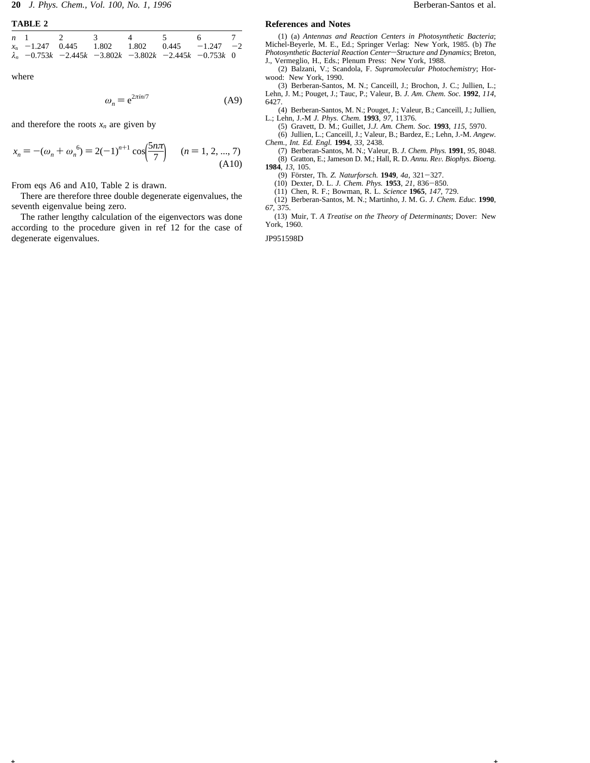**TABLE 2**

| $n$ | 1 | 2 | 3 | 4 | 5 | 6 | 7 |
|---|---|---|---|---|---|---|---|
| $x_n$ | −1.247 | 0.445 | 1.802 | 1.802 | 0.445 | −1.247 | −2 |
| $\lambda_n$ | $-0.753k$ | $-2.445k$ | $-3.802k$ | $-3.802k$ | $-2.445k$ | $-0.753k$ | 0 |

where

$$\omega_n = e^{2\pi i n/7} \tag{A9}$$

and therefore the roots $x_n$ are given by

$$x_n = -(\omega_n + \omega_n^{\,6}) = 2(-1)^{n+1}\cos\left(\frac{5n\pi}{7}\right) \qquad (n = 1, 2, ..., 7) \tag{A10}$$

From eqs A6 and A10, Table 2 is drawn.

There are therefore three double degenerate eigenvalues, the seventh eigenvalue being zero.

The rather lengthy calculation of the eigenvectors was done according to the procedure given in ref 12 for the case of degenerate eigenvalues.

## References and Notes

(1) (a) *Antennas and Reaction Centers in Photosynthetic Bacteria*; Michel-Beyerle, M. E., Ed.; Springer Verlag: New York, 1985. (b) *The Photosynthetic Bacterial Reaction Center*—*Structure and Dynamics*; Breton, J., Vermeglio, H., Eds.; Plenum Press: New York, 1988.

(2) Balzani, V.; Scandola, F. *Supramolecular Photochemistry*; Horwood: New York, 1990.

(3) Berberan-Santos, M. N.; Canceill, J.; Brochon, J. C.; Jullien, L.; Lehn, J. M.; Pouget, J.; Tauc, P.; Valeur, B. *J. Am. Chem. Soc.* **1992**, *114*, 6427.

(4) Berberan-Santos, M. N.; Pouget, J.; Valeur, B.; Canceill, J.; Jullien, L.; Lehn, J.-M *J. Phys. Chem.* **1993**, *97*, 11376.

(5) Gravett, D. M.; Guillet, J.*J. Am. Chem. Soc.* **1993**, *115*, 5970.

(6) Jullien, L.; Canceill, J.; Valeur, B.; Bardez, E.; Lehn, J.-M. *Angew. Chem., Int. Ed. Engl.* **1994**, *33*, 2438.

(7) Berberan-Santos, M. N.; Valeur, B. *J. Chem. Phys.* **1991**, *95*, 8048.

(8) Gratton, E.; Jameson D. M.; Hall, R. D. *Annu. Rev. Biophys. Bioeng.* **1984**, *13*, 105.

(9) Förster, Th. *Z. Naturforsch.* **1949**, *4a*, 321−327.

(10) Dexter, D. L. *J. Chem. Phys.* **1953**, *21*, 836−850.

(11) Chen, R. F.; Bowman, R. L. *Science* **1965**, *147*, 729.

(12) Berberan-Santos, M. N.; Martinho, J. M. G. *J. Chem. Educ.* **1990**, *67*, 375.

(13) Muir, T. *A Treatise on the Theory of Determinants*; Dover: New York, 1960.

JP951598D